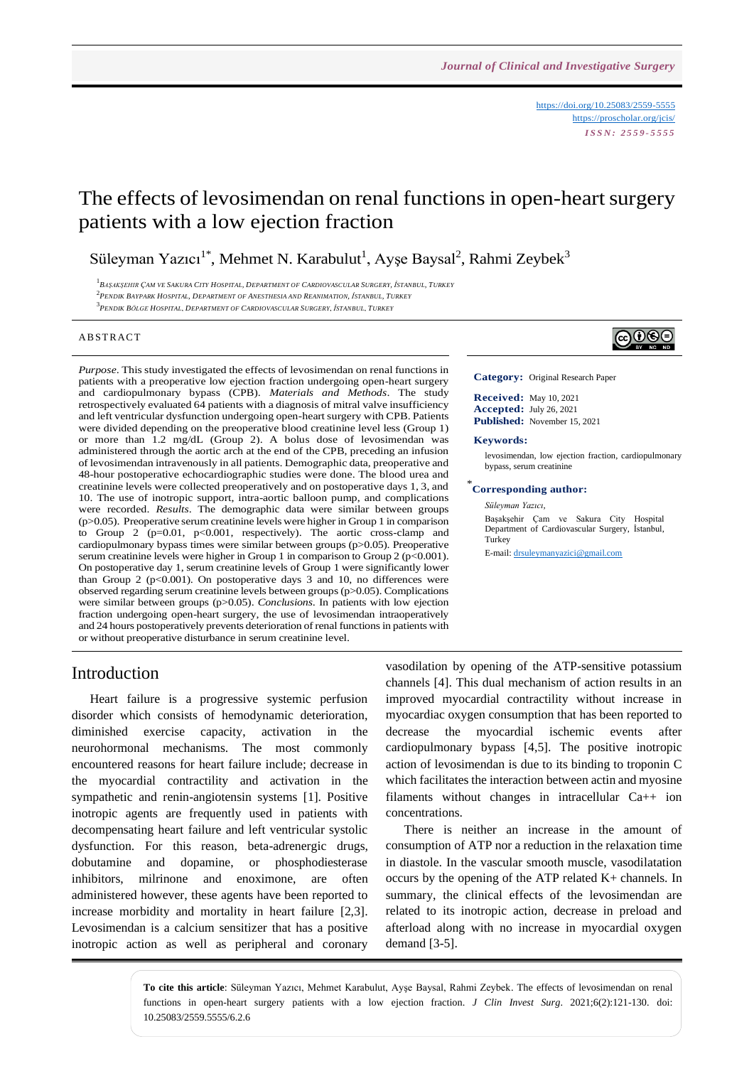https://doi.org/10.25083/2559-5555
https://proscholar.org/jcis/
*ISSN: 2559-5555*

# The effects of levosimendan on renal functions in open-heart surgery patients with a low ejection fraction

Süleyman Yazıcı[1*], Mehmet N. Karabulut[1], Ayşe Baysal[2], Rahmi Zeybek[3]

[1] *Başakşehir Çam ve Sakura City Hospital, Department of Cardiovascular Surgery, İstanbul, Turkey*
[2] *Pendik Baypark Hospital, Department of Anesthesia and Reanimation, İstanbul, Turkey*
[3] *Pendik Bölge Hospital, Department of Cardiovascular Surgery, İstanbul, Turkey*

## ABSTRACT

*Purpose*. This study investigated the effects of levosimendan on renal functions in patients with a preoperative low ejection fraction undergoing open-heart surgery and cardiopulmonary bypass (CPB). *Materials and Methods*. The study retrospectively evaluated 64 patients with a diagnosis of mitral valve insufficiency and left ventricular dysfunction undergoing open-heart surgery with CPB. Patients were divided depending on the preoperative blood creatinine level less (Group 1) or more than 1.2 mg/dL (Group 2). A bolus dose of levosimendan was administered through the aortic arch at the end of the CPB, preceding an infusion of levosimendan intravenously in all patients. Demographic data, preoperative and 48-hour postoperative echocardiographic studies were done. The blood urea and creatinine levels were collected preoperatively and on postoperative days 1, 3, and 10. The use of inotropic support, intra-aortic balloon pump, and complications were recorded. *Results*. The demographic data were similar between groups ($p>0.05$). Preoperative serum creatinine levels were higher in Group 1 in comparison to Group 2 ($p=0.01$, $p<0.001$, respectively). The aortic cross-clamp and cardiopulmonary bypass times were similar between groups ($p>0.05$). Preoperative serum creatinine levels were higher in Group 1 in comparison to Group 2 ($p<0.001$). On postoperative day 1, serum creatinine levels of Group 1 were significantly lower than Group 2 ($p<0.001$). On postoperative days 3 and 10, no differences were observed regarding serum creatinine levels between groups ($p>0.05$). Complications were similar between groups ($p>0.05$). *Conclusions*. In patients with low ejection fraction undergoing open-heart surgery, the use of levosimendan intraoperatively and 24 hours postoperatively prevents deterioration of renal functions in patients with or without preoperative disturbance in serum creatinine level.

**Category:** Original Research Paper

**Received:** May 10, 2021
**Accepted:** July 26, 2021
**Published:** November 15, 2021

**Keywords:**

levosimendan, low ejection fraction, cardiopulmonary bypass, serum creatinine

[*] **Corresponding author:**

*Süleyman Yazıcı*,
Başakşehir Çam ve Sakura City Hospital Department of Cardiovascular Surgery, İstanbul, Turkey
E-mail: drsuleymanyazici@gmail.com

## Introduction

Heart failure is a progressive systemic perfusion disorder which consists of hemodynamic deterioration, diminished exercise capacity, activation in the neurohormonal mechanisms. The most commonly encountered reasons for heart failure include; decrease in the myocardial contractility and activation in the sympathetic and renin-angiotensin systems [1]. Positive inotropic agents are frequently used in patients with decompensating heart failure and left ventricular systolic dysfunction. For this reason, beta-adrenergic drugs, dobutamine and dopamine, or phosphodiesterase inhibitors, milrinone and enoximone, are often administered however, these agents have been reported to increase morbidity and mortality in heart failure [2,3]. Levosimendan is a calcium sensitizer that has a positive inotropic action as well as peripheral and coronary vasodilation by opening of the ATP-sensitive potassium channels [4]. This dual mechanism of action results in an improved myocardial contractility without increase in myocardiac oxygen consumption that has been reported to decrease the myocardial ischemic events after cardiopulmonary bypass [4,5]. The positive inotropic action of levosimendan is due to its binding to troponin C which facilitates the interaction between actin and myosine filaments without changes in intracellular $Ca^{++}$ ion concentrations.

There is neither an increase in the amount of consumption of ATP nor a reduction in the relaxation time in diastole. In the vascular smooth muscle, vasodilatation occurs by the opening of the ATP related $K^+$ channels. In summary, the clinical effects of the levosimendan are related to its inotropic action, decrease in preload and afterload along with no increase in myocardial oxygen demand [3-5].

**To cite this article**: Süleyman Yazıcı, Mehmet Karabulut, Ayşe Baysal, Rahmi Zeybek. The effects of levosimendan on renal functions in open-heart surgery patients with a low ejection fraction. *J Clin Invest Surg*. 2021;6(2):121-130. doi: 10.25083/2559.5555/6.2.6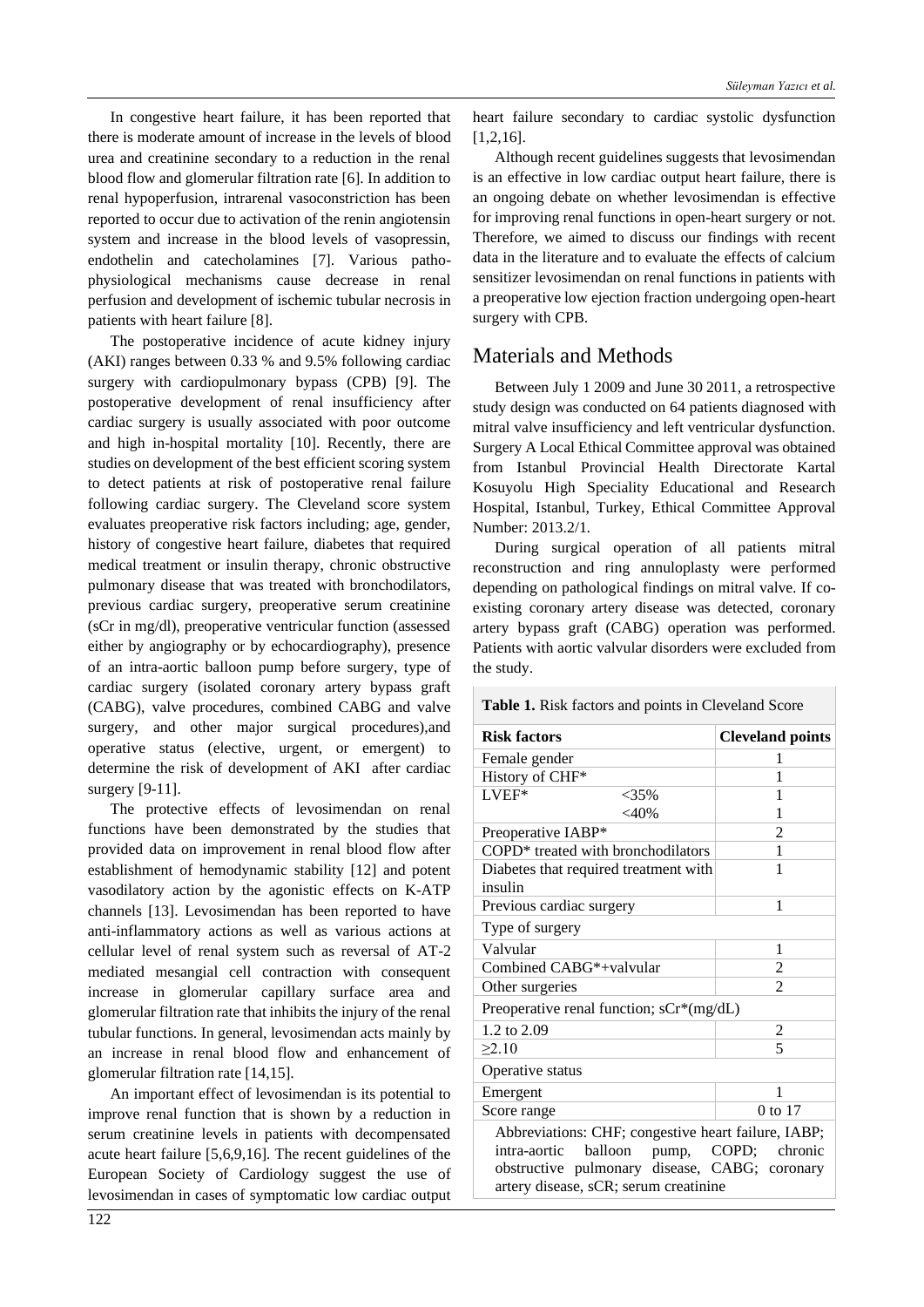In congestive heart failure, it has been reported that there is moderate amount of increase in the levels of blood urea and creatinine secondary to a reduction in the renal blood flow and glomerular filtration rate [6]. In addition to renal hypoperfusion, intrarenal vasoconstriction has been reported to occur due to activation of the renin angiotensin system and increase in the blood levels of vasopressin, endothelin and catecholamines [7]. Various patho-physiological mechanisms cause decrease in renal perfusion and development of ischemic tubular necrosis in patients with heart failure [8].

The postoperative incidence of acute kidney injury (AKI) ranges between 0.33 % and 9.5% following cardiac surgery with cardiopulmonary bypass (CPB) [9]. The postoperative development of renal insufficiency after cardiac surgery is usually associated with poor outcome and high in-hospital mortality [10]. Recently, there are studies on development of the best efficient scoring system to detect patients at risk of postoperative renal failure following cardiac surgery. The Cleveland score system evaluates preoperative risk factors including; age, gender, history of congestive heart failure, diabetes that required medical treatment or insulin therapy, chronic obstructive pulmonary disease that was treated with bronchodilators, previous cardiac surgery, preoperative serum creatinine (sCr in mg/dl), preoperative ventricular function (assessed either by angiography or by echocardiography), presence of an intra-aortic balloon pump before surgery, type of cardiac surgery (isolated coronary artery bypass graft (CABG), valve procedures, combined CABG and valve surgery, and other major surgical procedures),and operative status (elective, urgent, or emergent) to determine the risk of development of AKI after cardiac surgery [9-11].

The protective effects of levosimendan on renal functions have been demonstrated by the studies that provided data on improvement in renal blood flow after establishment of hemodynamic stability [12] and potent vasodilatory action by the agonistic effects on K-ATP channels [13]. Levosimendan has been reported to have anti-inflammatory actions as well as various actions at cellular level of renal system such as reversal of AT-2 mediated mesangial cell contraction with consequent increase in glomerular capillary surface area and glomerular filtration rate that inhibits the injury of the renal tubular functions. In general, levosimendan acts mainly by an increase in renal blood flow and enhancement of glomerular filtration rate [14,15].

An important effect of levosimendan is its potential to improve renal function that is shown by a reduction in serum creatinine levels in patients with decompensated acute heart failure [5,6,9,16]. The recent guidelines of the European Society of Cardiology suggest the use of levosimendan in cases of symptomatic low cardiac output heart failure secondary to cardiac systolic dysfunction [1,2,16].

Although recent guidelines suggests that levosimendan is an effective in low cardiac output heart failure, there is an ongoing debate on whether levosimendan is effective for improving renal functions in open-heart surgery or not. Therefore, we aimed to discuss our findings with recent data in the literature and to evaluate the effects of calcium sensitizer levosimendan on renal functions in patients with a preoperative low ejection fraction undergoing open-heart surgery with CPB.

## Materials and Methods

Between July 1 2009 and June 30 2011, a retrospective study design was conducted on 64 patients diagnosed with mitral valve insufficiency and left ventricular dysfunction. Surgery A Local Ethical Committee approval was obtained from Istanbul Provincial Health Directorate Kartal Kosuyolu High Speciality Educational and Research Hospital, Istanbul, Turkey, Ethical Committee Approval Number: 2013.2/1.

During surgical operation of all patients mitral reconstruction and ring annuloplasty were performed depending on pathological findings on mitral valve. If co-existing coronary artery disease was detected, coronary artery bypass graft (CABG) operation was performed. Patients with aortic valvular disorders were excluded from the study.

**Table 1.** Risk factors and points in Cleveland Score

| Risk factors | | Cleveland points |
|---|---|---|
| Female gender | | 1 |
| History of CHF* | | 1 |
| LVEF* | <35% | 1 |
| | <40% | 1 |
| Preoperative IABP* | | 2 |
| COPD* treated with bronchodilators | | 1 |
| Diabetes that required treatment with insulin | | 1 |
| Previous cardiac surgery | | 1 |
| Type of surgery | | |
| Valvular | | 1 |
| Combined CABG*+valvular | | 2 |
| Other surgeries | | 2 |
| Preoperative renal function; sCr*(mg/dL) | | |
| 1.2 to 2.09 | | 2 |
| ≥2.10 | | 5 |
| Operative status | | |
| Emergent | | 1 |
| Score range | | 0 to 17 |

Abbreviations: CHF; congestive heart failure, IABP; intra-aortic balloon pump, COPD; chronic obstructive pulmonary disease, CABG; coronary artery disease, sCR; serum creatinine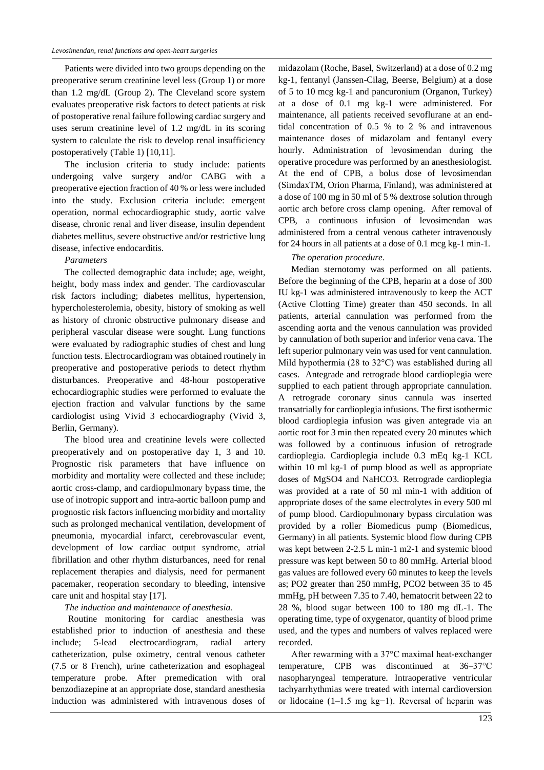Patients were divided into two groups depending on the preoperative serum creatinine level less (Group 1) or more than 1.2 mg/dL (Group 2). The Cleveland score system evaluates preoperative risk factors to detect patients at risk of postoperative renal failure following cardiac surgery and uses serum creatinine level of 1.2 mg/dL in its scoring system to calculate the risk to develop renal insufficiency postoperatively (Table 1) [10,11].

The inclusion criteria to study include: patients undergoing valve surgery and/or CABG with a preoperative ejection fraction of 40 % or less were included into the study. Exclusion criteria include: emergent operation, normal echocardiographic study, aortic valve disease, chronic renal and liver disease, insulin dependent diabetes mellitus, severe obstructive and/or restrictive lung disease, infective endocarditis.

*Parameters*

The collected demographic data include; age, weight, height, body mass index and gender. The cardiovascular risk factors including; diabetes mellitus, hypertension, hypercholesterolemia, obesity, history of smoking as well as history of chronic obstructive pulmonary disease and peripheral vascular disease were sought. Lung functions were evaluated by radiographic studies of chest and lung function tests. Electrocardiogram was obtained routinely in preoperative and postoperative periods to detect rhythm disturbances. Preoperative and 48-hour postoperative echocardiographic studies were performed to evaluate the ejection fraction and valvular functions by the same cardiologist using Vivid 3 echocardiography (Vivid 3, Berlin, Germany).

The blood urea and creatinine levels were collected preoperatively and on postoperative day 1, 3 and 10. Prognostic risk parameters that have influence on morbidity and mortality were collected and these include; aortic cross-clamp, and cardiopulmonary bypass time, the use of inotropic support and intra-aortic balloon pump and prognostic risk factors influencing morbidity and mortality such as prolonged mechanical ventilation, development of pneumonia, myocardial infarct, cerebrovascular event, development of low cardiac output syndrome, atrial fibrillation and other rhythm disturbances, need for renal replacement therapies and dialysis, need for permanent pacemaker, reoperation secondary to bleeding, intensive care unit and hospital stay [17].

*The induction and maintenance of anesthesia.*

Routine monitoring for cardiac anesthesia was established prior to induction of anesthesia and these include; 5-lead electrocardiogram, radial artery catheterization, pulse oximetry, central venous catheter (7.5 or 8 French), urine catheterization and esophageal temperature probe. After premedication with oral benzodiazepine at an appropriate dose, standard anesthesia induction was administered with intravenous doses of midazolam (Roche, Basel, Switzerland) at a dose of 0.2 mg kg-1, fentanyl (Janssen-Cilag, Beerse, Belgium) at a dose of 5 to 10 mcg kg-1 and pancuronium (Organon, Turkey) at a dose of 0.1 mg kg-1 were administered. For maintenance, all patients received sevoflurane at an end-tidal concentration of 0.5 % to 2 % and intravenous maintenance doses of midazolam and fentanyl every hourly. Administration of levosimendan during the operative procedure was performed by an anesthesiologist. At the end of CPB, a bolus dose of levosimendan (SimdaxTM, Orion Pharma, Finland), was administered at a dose of 100 mg in 50 ml of 5 % dextrose solution through aortic arch before cross clamp opening. After removal of CPB, a continuous infusion of levosimendan was administered from a central venous catheter intravenously for 24 hours in all patients at a dose of 0.1 mcg kg-1 min-1.

*The operation procedure.*

Median sternotomy was performed on all patients. Before the beginning of the CPB, heparin at a dose of 300 IU kg-1 was administered intravenously to keep the ACT (Active Clotting Time) greater than 450 seconds. In all patients, arterial cannulation was performed from the ascending aorta and the venous cannulation was provided by cannulation of both superior and inferior vena cava. The left superior pulmonary vein was used for vent cannulation. Mild hypothermia (28 to 32°C) was established during all cases. Antegrade and retrograde blood cardioplegia were supplied to each patient through appropriate cannulation. A retrograde coronary sinus cannula was inserted transatrially for cardioplegia infusions. The first isothermic blood cardioplegia infusion was given antegrade via an aortic root for 3 min then repeated every 20 minutes which was followed by a continuous infusion of retrograde cardioplegia. Cardioplegia include 0.3 mEq kg-1 KCL within 10 ml kg-1 of pump blood as well as appropriate doses of $MgSO_4$ and $NaHCO_3$. Retrograde cardioplegia was provided at a rate of 50 ml min-1 with addition of appropriate doses of the same electrolytes in every 500 ml of pump blood. Cardiopulmonary bypass circulation was provided by a roller Biomedicus pump (Biomedicus, Germany) in all patients. Systemic blood flow during CPB was kept between 2-2.5 L min-1 m2-1 and systemic blood pressure was kept between 50 to 80 mmHg. Arterial blood gas values are followed every 60 minutes to keep the levels as; $PO_2$ greater than 250 mmHg, $PCO_2$ between 35 to 45 mmHg, pH between 7.35 to 7.40, hematocrit between 22 to 28 %, blood sugar between 100 to 180 mg dL-1. The operating time, type of oxygenator, quantity of blood prime used, and the types and numbers of valves replaced were recorded.

After rewarming with a 37°C maximal heat-exchanger temperature, CPB was discontinued at 36–37°C nasopharyngeal temperature. Intraoperative ventricular tachyarrhythmias were treated with internal cardioversion or lidocaine (1–1.5 mg kg−1). Reversal of heparin was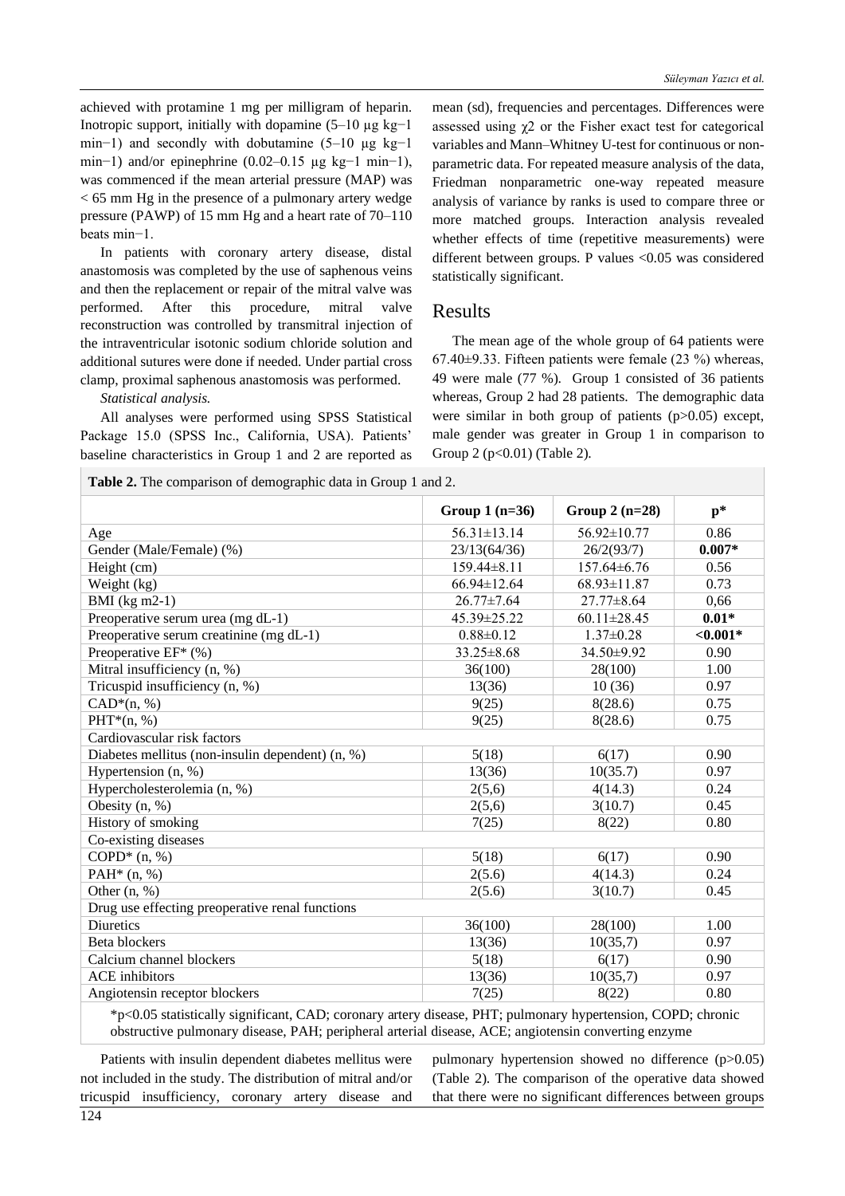achieved with protamine 1 mg per milligram of heparin. Inotropic support, initially with dopamine (5–10 µg kg−1 min−1) and secondly with dobutamine (5–10 µg kg−1 min−1) and/or epinephrine (0.02–0.15 µg kg−1 min−1), was commenced if the mean arterial pressure (MAP) was < 65 mm Hg in the presence of a pulmonary artery wedge pressure (PAWP) of 15 mm Hg and a heart rate of 70–110 beats min−1.

In patients with coronary artery disease, distal anastomosis was completed by the use of saphenous veins and then the replacement or repair of the mitral valve was performed. After this procedure, mitral valve reconstruction was controlled by transmitral injection of the intraventricular isotonic sodium chloride solution and additional sutures were done if needed. Under partial cross clamp, proximal saphenous anastomosis was performed.

*Statistical analysis.*

All analyses were performed using SPSS Statistical Package 15.0 (SPSS Inc., California, USA). Patients' baseline characteristics in Group 1 and 2 are reported as mean (sd), frequencies and percentages. Differences were assessed using $\chi^2$ or the Fisher exact test for categorical variables and Mann–Whitney U-test for continuous or non-parametric data. For repeated measure analysis of the data, Friedman nonparametric one-way repeated measure analysis of variance by ranks is used to compare three or more matched groups. Interaction analysis revealed whether effects of time (repetitive measurements) were different between groups. P values <0.05 was considered statistically significant.

## Results

The mean age of the whole group of 64 patients were 67.40±9.33. Fifteen patients were female (23 %) whereas, 49 were male (77 %). Group 1 consisted of 36 patients whereas, Group 2 had 28 patients. The demographic data were similar in both group of patients (p>0.05) except, male gender was greater in Group 1 in comparison to Group 2 (p<0.01) (Table 2).

**Table 2.** The comparison of demographic data in Group 1 and 2.

| | Group 1 (n=36) | Group 2 (n=28) | p* |
|---|---|---|---|
| Age | 56.31±13.14 | 56.92±10.77 | 0.86 |
| Gender (Male/Female) (%) | 23/13(64/36) | 26/2(93/7) | **0.007*** |
| Height (cm) | 159.44±8.11 | 157.64±6.76 | 0.56 |
| Weight (kg) | 66.94±12.64 | 68.93±11.87 | 0.73 |
| BMI (kg m2-1) | 26.77±7.64 | 27.77±8.64 | 0,66 |
| Preoperative serum urea (mg dL-1) | 45.39±25.22 | 60.11±28.45 | **0.01*** |
| Preoperative serum creatinine (mg dL-1) | 0.88±0.12 | 1.37±0.28 | **<0.001*** |
| Preoperative EF* (%) | 33.25±8.68 | 34.50±9.92 | 0.90 |
| Mitral insufficiency (n, %) | 36(100) | 28(100) | 1.00 |
| Tricuspid insufficiency (n, %) | 13(36) | 10 (36) | 0.97 |
| CAD*(n, %) | 9(25) | 8(28.6) | 0.75 |
| PHT*(n, %) | 9(25) | 8(28.6) | 0.75 |
| Cardiovascular risk factors | | | |
| Diabetes mellitus (non-insulin dependent) (n, %) | 5(18) | 6(17) | 0.90 |
| Hypertension (n, %) | 13(36) | 10(35.7) | 0.97 |
| Hypercholesterolemia (n, %) | 2(5,6) | 4(14.3) | 0.24 |
| Obesity (n, %) | 2(5,6) | 3(10.7) | 0.45 |
| History of smoking | 7(25) | 8(22) | 0.80 |
| Co-existing diseases | | | |
| COPD* (n, %) | 5(18) | 6(17) | 0.90 |
| PAH* (n, %) | 2(5.6) | 4(14.3) | 0.24 |
| Other (n, %) | 2(5.6) | 3(10.7) | 0.45 |
| Drug use effecting preoperative renal functions | | | |
| Diuretics | 36(100) | 28(100) | 1.00 |
| Beta blockers | 13(36) | 10(35,7) | 0.97 |
| Calcium channel blockers | 5(18) | 6(17) | 0.90 |
| ACE inhibitors | 13(36) | 10(35,7) | 0.97 |
| Angiotensin receptor blockers | 7(25) | 8(22) | 0.80 |

*p<0.05 statistically significant, CAD; coronary artery disease, PHT; pulmonary hypertension, COPD; chronic obstructive pulmonary disease, PAH; peripheral arterial disease, ACE; angiotensin converting enzyme

Patients with insulin dependent diabetes mellitus were not included in the study. The distribution of mitral and/or tricuspid insufficiency, coronary artery disease and pulmonary hypertension showed no difference (p>0.05) (Table 2). The comparison of the operative data showed that there were no significant differences between groups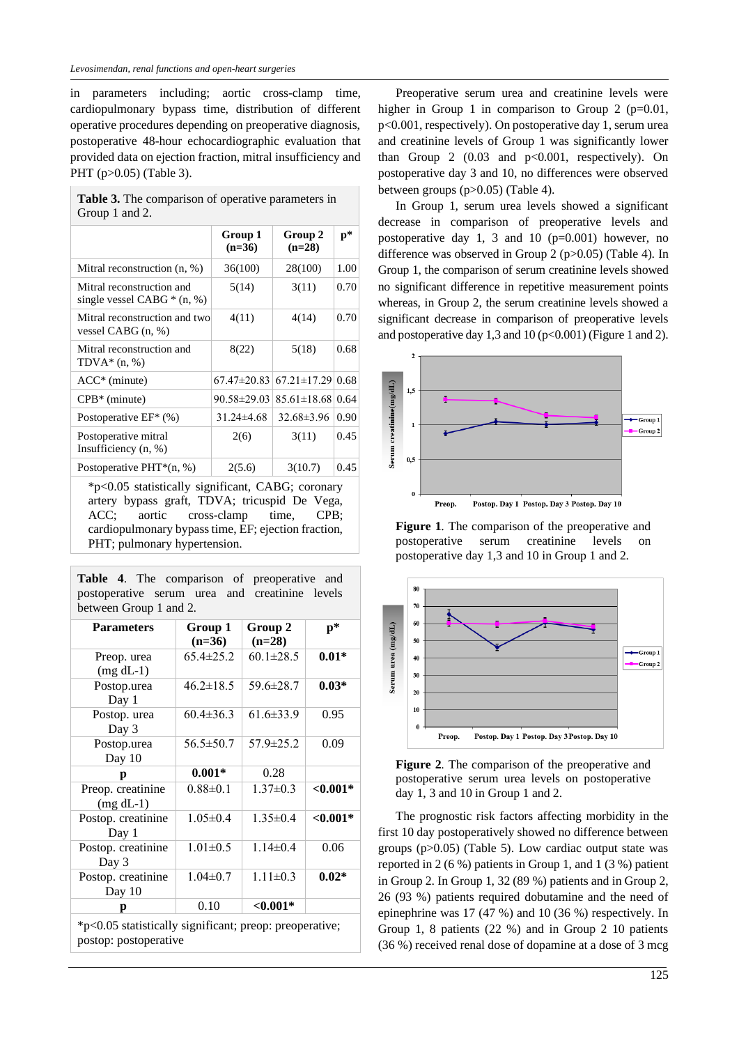in parameters including; aortic cross-clamp time, cardiopulmonary bypass time, distribution of different operative procedures depending on preoperative diagnosis, postoperative 48-hour echocardiographic evaluation that provided data on ejection fraction, mitral insufficiency and PHT (p>0.05) (Table 3).

**Table 3.** The comparison of operative parameters in Group 1 and 2.

| | Group 1 (n=36) | Group 2 (n=28) | p* |
|---|---|---|---|
| Mitral reconstruction (n, %) | 36(100) | 28(100) | 1.00 |
| Mitral reconstruction and single vessel CABG * (n, %) | 5(14) | 3(11) | 0.70 |
| Mitral reconstruction and two vessel CABG (n, %) | 4(11) | 4(14) | 0.70 |
| Mitral reconstruction and TDVA* (n, %) | 8(22) | 5(18) | 0.68 |
| ACC* (minute) | 67.47±20.83 | 67.21±17.29 | 0.68 |
| CPB* (minute) | 90.58±29.03 | 85.61±18.68 | 0.64 |
| Postoperative EF* (%) | 31.24±4.68 | 32.68±3.96 | 0.90 |
| Postoperative mitral Insufficiency (n, %) | 2(6) | 3(11) | 0.45 |
| Postoperative PHT*(n, %) | 2(5.6) | 3(10.7) | 0.45 |

*p<0.05 statistically significant, CABG; coronary artery bypass graft, TDVA; tricuspid De Vega, ACC; aortic cross-clamp time, CPB; cardiopulmonary bypass time, EF; ejection fraction, PHT; pulmonary hypertension.

**Table 4**. The comparison of preoperative and postoperative serum urea and creatinine levels between Group 1 and 2.

| Parameters | Group 1 (n=36) | Group 2 (n=28) | p* |
|---|---|---|---|
| Preop. urea (mg dL-1) | 65.4±25.2 | 60.1±28.5 | **0.01*** |
| Postop.urea Day 1 | 46.2±18.5 | 59.6±28.7 | **0.03*** |
| Postop. urea Day 3 | 60.4±36.3 | 61.6±33.9 | 0.95 |
| Postop.urea Day 10 | 56.5±50.7 | 57.9±25.2 | 0.09 |
| **p** | **0.001*** | 0.28 | |
| Preop. creatinine (mg dL-1) | 0.88±0.1 | 1.37±0.3 | **<0.001*** |
| Postop. creatinine Day 1 | 1.05±0.4 | 1.35±0.4 | **<0.001*** |
| Postop. creatinine Day 3 | 1.01±0.5 | 1.14±0.4 | 0.06 |
| Postop. creatinine Day 10 | 1.04±0.7 | 1.11±0.3 | **0.02*** |
| **p** | 0.10 | **<0.001*** | |

*p<0.05 statistically significant; preop: preoperative; postop: postoperative

Preoperative serum urea and creatinine levels were higher in Group 1 in comparison to Group 2 (p=0.01, p<0.001, respectively). On postoperative day 1, serum urea and creatinine levels of Group 1 was significantly lower than Group 2 (0.03 and p<0.001, respectively). On postoperative day 3 and 10, no differences were observed between groups (p>0.05) (Table 4).

In Group 1, serum urea levels showed a significant decrease in comparison of preoperative levels and postoperative day 1, 3 and 10 (p=0.001) however, no difference was observed in Group 2 (p>0.05) (Table 4). In Group 1, the comparison of serum creatinine levels showed no significant difference in repetitive measurement points whereas, in Group 2, the serum creatinine levels showed a significant decrease in comparison of preoperative levels and postoperative day 1,3 and 10 (p<0.001) (Figure 1 and 2).

**Figure 1**. The comparison of the preoperative and postoperative serum creatinine levels on postoperative day 1,3 and 10 in Group 1 and 2.

**Figure 2**. The comparison of the preoperative and postoperative serum urea levels on postoperative day 1, 3 and 10 in Group 1 and 2.

The prognostic risk factors affecting morbidity in the first 10 day postoperatively showed no difference between groups (p>0.05) (Table 5). Low cardiac output state was reported in 2 (6 %) patients in Group 1, and 1 (3 %) patient in Group 2. In Group 1, 32 (89 %) patients and in Group 2, 26 (93 %) patients required dobutamine and the need of epinephrine was 17 (47 %) and 10 (36 %) respectively. In Group 1, 8 patients (22 %) and in Group 2 10 patients (36 %) received renal dose of dopamine at a dose of 3 mcg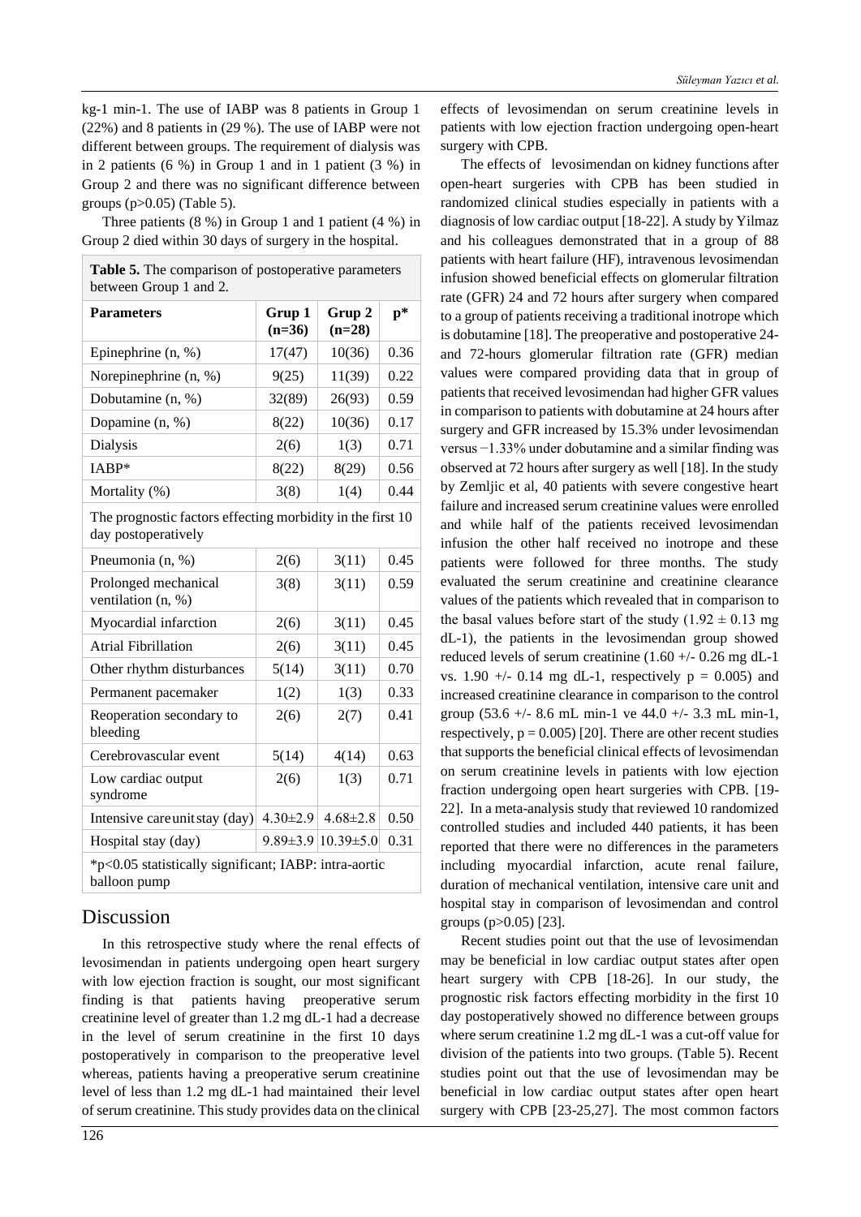kg-1 min-1. The use of IABP was 8 patients in Group 1 (22%) and 8 patients in (29 %). The use of IABP were not different between groups. The requirement of dialysis was in 2 patients (6 %) in Group 1 and in 1 patient (3 %) in Group 2 and there was no significant difference between groups (p>0.05) (Table 5).

Three patients (8 %) in Group 1 and 1 patient (4 %) in Group 2 died within 30 days of surgery in the hospital.

**Table 5.** The comparison of postoperative parameters between Group 1 and 2.

| Parameters | Grup 1 (n=36) | Grup 2 (n=28) | p* |
|---|---|---|---|
| Epinephrine (n, %) | 17(47) | 10(36) | 0.36 |
| Norepinephrine (n, %) | 9(25) | 11(39) | 0.22 |
| Dobutamine (n, %) | 32(89) | 26(93) | 0.59 |
| Dopamine (n, %) | 8(22) | 10(36) | 0.17 |
| Dialysis | 2(6) | 1(3) | 0.71 |
| IABP* | 8(22) | 8(29) | 0.56 |
| Mortality (%) | 3(8) | 1(4) | 0.44 |
| The prognostic factors effecting morbidity in the first 10 day postoperatively | | | |
| Pneumonia (n, %) | 2(6) | 3(11) | 0.45 |
| Prolonged mechanical ventilation (n, %) | 3(8) | 3(11) | 0.59 |
| Myocardial infarction | 2(6) | 3(11) | 0.45 |
| Atrial Fibrillation | 2(6) | 3(11) | 0.45 |
| Other rhythm disturbances | 5(14) | 3(11) | 0.70 |
| Permanent pacemaker | 1(2) | 1(3) | 0.33 |
| Reoperation secondary to bleeding | 2(6) | 2(7) | 0.41 |
| Cerebrovascular event | 5(14) | 4(14) | 0.63 |
| Low cardiac output syndrome | 2(6) | 1(3) | 0.71 |
| Intensive care unit stay (day) | 4.30±2.9 | 4.68±2.8 | 0.50 |
| Hospital stay (day) | 9.89±3.9 | 10.39±5.0 | 0.31 |

*p<0.05 statistically significant; IABP: intra-aortic balloon pump

## Discussion

In this retrospective study where the renal effects of levosimendan in patients undergoing open heart surgery with low ejection fraction is sought, our most significant finding is that patients having preoperative serum creatinine level of greater than 1.2 mg dL-1 had a decrease in the level of serum creatinine in the first 10 days postoperatively in comparison to the preoperative level whereas, patients having a preoperative serum creatinine level of less than 1.2 mg dL-1 had maintained their level of serum creatinine. This study provides data on the clinical effects of levosimendan on serum creatinine levels in patients with low ejection fraction undergoing open-heart surgery with CPB.

The effects of levosimendan on kidney functions after open-heart surgeries with CPB has been studied in randomized clinical studies especially in patients with a diagnosis of low cardiac output [18-22]. A study by Yilmaz and his colleagues demonstrated that in a group of 88 patients with heart failure (HF), intravenous levosimendan infusion showed beneficial effects on glomerular filtration rate (GFR) 24 and 72 hours after surgery when compared to a group of patients receiving a traditional inotrope which is dobutamine [18]. The preoperative and postoperative 24- and 72-hours glomerular filtration rate (GFR) median values were compared providing data that in group of patients that received levosimendan had higher GFR values in comparison to patients with dobutamine at 24 hours after surgery and GFR increased by 15.3% under levosimendan versus −1.33% under dobutamine and a similar finding was observed at 72 hours after surgery as well [18]. In the study by Zemljic et al, 40 patients with severe congestive heart failure and increased serum creatinine values were enrolled and while half of the patients received levosimendan infusion the other half received no inotrope and these patients were followed for three months. The study evaluated the serum creatinine and creatinine clearance values of the patients which revealed that in comparison to the basal values before start of the study (1.92 ± 0.13 mg dL-1), the patients in the levosimendan group showed reduced levels of serum creatinine (1.60 +/- 0.26 mg dL-1 vs. 1.90 +/- 0.14 mg dL-1, respectively p = 0.005) and increased creatinine clearance in comparison to the control group (53.6 +/- 8.6 mL min-1 ve 44.0 +/- 3.3 mL min-1, respectively, p = 0.005) [20]. There are other recent studies that supports the beneficial clinical effects of levosimendan on serum creatinine levels in patients with low ejection fraction undergoing open heart surgeries with CPB. [19-22]. In a meta-analysis study that reviewed 10 randomized controlled studies and included 440 patients, it has been reported that there were no differences in the parameters including myocardial infarction, acute renal failure, duration of mechanical ventilation, intensive care unit and hospital stay in comparison of levosimendan and control groups (p>0.05) [23].

Recent studies point out that the use of levosimendan may be beneficial in low cardiac output states after open heart surgery with CPB [18-26]. In our study, the prognostic risk factors effecting morbidity in the first 10 day postoperatively showed no difference between groups where serum creatinine 1.2 mg dL-1 was a cut-off value for division of the patients into two groups. (Table 5). Recent studies point out that the use of levosimendan may be beneficial in low cardiac output states after open heart surgery with CPB [23-25,27]. The most common factors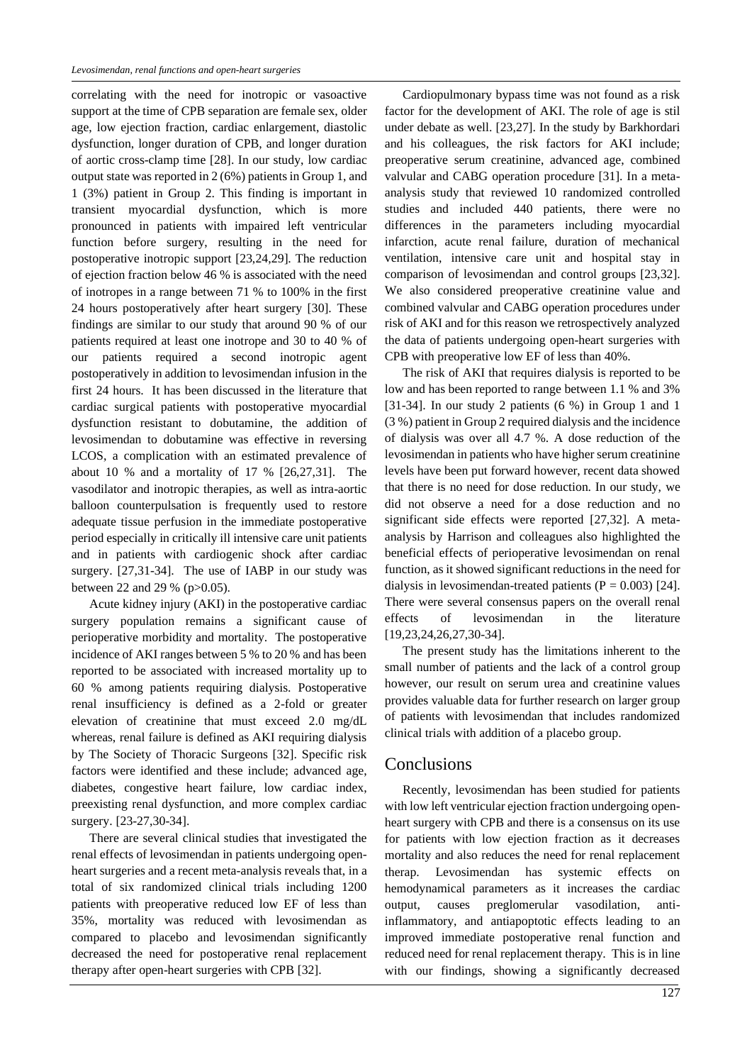correlating with the need for inotropic or vasoactive support at the time of CPB separation are female sex, older age, low ejection fraction, cardiac enlargement, diastolic dysfunction, longer duration of CPB, and longer duration of aortic cross-clamp time [28]. In our study, low cardiac output state was reported in 2 (6%) patients in Group 1, and 1 (3%) patient in Group 2. This finding is important in transient myocardial dysfunction, which is more pronounced in patients with impaired left ventricular function before surgery, resulting in the need for postoperative inotropic support [23,24,29]. The reduction of ejection fraction below 46 % is associated with the need of inotropes in a range between 71 % to 100% in the first 24 hours postoperatively after heart surgery [30]. These findings are similar to our study that around 90 % of our patients required at least one inotrope and 30 to 40 % of our patients required a second inotropic agent postoperatively in addition to levosimendan infusion in the first 24 hours. It has been discussed in the literature that cardiac surgical patients with postoperative myocardial dysfunction resistant to dobutamine, the addition of levosimendan to dobutamine was effective in reversing LCOS, a complication with an estimated prevalence of about 10 % and a mortality of 17 % [26,27,31]. The vasodilator and inotropic therapies, as well as intra-aortic balloon counterpulsation is frequently used to restore adequate tissue perfusion in the immediate postoperative period especially in critically ill intensive care unit patients and in patients with cardiogenic shock after cardiac surgery. [27,31-34]. The use of IABP in our study was between 22 and 29 % (p>0.05).

Acute kidney injury (AKI) in the postoperative cardiac surgery population remains a significant cause of perioperative morbidity and mortality. The postoperative incidence of AKI ranges between 5 % to 20 % and has been reported to be associated with increased mortality up to 60 % among patients requiring dialysis. Postoperative renal insufficiency is defined as a 2-fold or greater elevation of creatinine that must exceed 2.0 mg/dL whereas, renal failure is defined as AKI requiring dialysis by The Society of Thoracic Surgeons [32]. Specific risk factors were identified and these include; advanced age, diabetes, congestive heart failure, low cardiac index, preexisting renal dysfunction, and more complex cardiac surgery. [23-27,30-34].

There are several clinical studies that investigated the renal effects of levosimendan in patients undergoing open-heart surgeries and a recent meta-analysis reveals that, in a total of six randomized clinical trials including 1200 patients with preoperative reduced low EF of less than 35%, mortality was reduced with levosimendan as compared to placebo and levosimendan significantly decreased the need for postoperative renal replacement therapy after open-heart surgeries with CPB [32].

Cardiopulmonary bypass time was not found as a risk factor for the development of AKI. The role of age is stil under debate as well. [23,27]. In the study by Barkhordari and his colleagues, the risk factors for AKI include; preoperative serum creatinine, advanced age, combined valvular and CABG operation procedure [31]. In a meta-analysis study that reviewed 10 randomized controlled studies and included 440 patients, there were no differences in the parameters including myocardial infarction, acute renal failure, duration of mechanical ventilation, intensive care unit and hospital stay in comparison of levosimendan and control groups [23,32]. We also considered preoperative creatinine value and combined valvular and CABG operation procedures under risk of AKI and for this reason we retrospectively analyzed the data of patients undergoing open-heart surgeries with CPB with preoperative low EF of less than 40%.

The risk of AKI that requires dialysis is reported to be low and has been reported to range between 1.1 % and 3% [31-34]. In our study 2 patients (6 %) in Group 1 and 1 (3 %) patient in Group 2 required dialysis and the incidence of dialysis was over all 4.7 %. A dose reduction of the levosimendan in patients who have higher serum creatinine levels have been put forward however, recent data showed that there is no need for dose reduction. In our study, we did not observe a need for a dose reduction and no significant side effects were reported [27,32]. A meta-analysis by Harrison and colleagues also highlighted the beneficial effects of perioperative levosimendan on renal function, as it showed significant reductions in the need for dialysis in levosimendan-treated patients ($P = 0.003$) [24]. There were several consensus papers on the overall renal effects of levosimendan in the literature [19,23,24,26,27,30-34].

The present study has the limitations inherent to the small number of patients and the lack of a control group however, our result on serum urea and creatinine values provides valuable data for further research on larger group of patients with levosimendan that includes randomized clinical trials with addition of a placebo group.

## Conclusions

Recently, levosimendan has been studied for patients with low left ventricular ejection fraction undergoing open-heart surgery with CPB and there is a consensus on its use for patients with low ejection fraction as it decreases mortality and also reduces the need for renal replacement therap. Levosimendan has systemic effects on hemodynamical parameters as it increases the cardiac output, causes preglomerular vasodilation, anti-inflammatory, and antiapoptotic effects leading to an improved immediate postoperative renal function and reduced need for renal replacement therapy. This is in line with our findings, showing a significantly decreased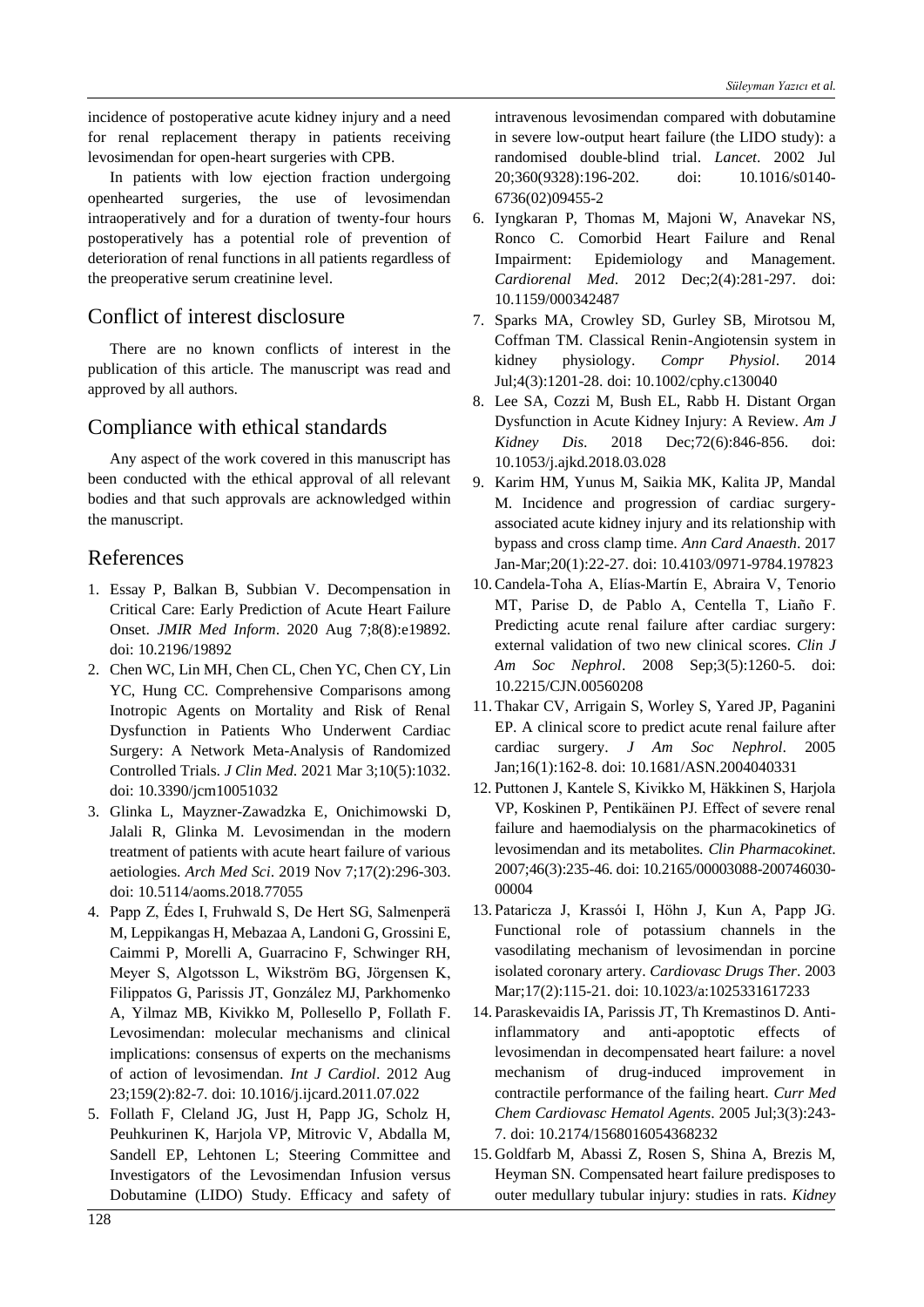incidence of postoperative acute kidney injury and a need for renal replacement therapy in patients receiving levosimendan for open-heart surgeries with CPB.

In patients with low ejection fraction undergoing openhearted surgeries, the use of levosimendan intraoperatively and for a duration of twenty-four hours postoperatively has a potential role of prevention of deterioration of renal functions in all patients regardless of the preoperative serum creatinine level.

## Conflict of interest disclosure

There are no known conflicts of interest in the publication of this article. The manuscript was read and approved by all authors.

## Compliance with ethical standards

Any aspect of the work covered in this manuscript has been conducted with the ethical approval of all relevant bodies and that such approvals are acknowledged within the manuscript.

## References

1. Essay P, Balkan B, Subbian V. Decompensation in Critical Care: Early Prediction of Acute Heart Failure Onset. *JMIR Med Inform*. 2020 Aug 7;8(8):e19892. doi: 10.2196/19892
2. Chen WC, Lin MH, Chen CL, Chen YC, Chen CY, Lin YC, Hung CC. Comprehensive Comparisons among Inotropic Agents on Mortality and Risk of Renal Dysfunction in Patients Who Underwent Cardiac Surgery: A Network Meta-Analysis of Randomized Controlled Trials. *J Clin Med*. 2021 Mar 3;10(5):1032. doi: 10.3390/jcm10051032
3. Glinka L, Mayzner-Zawadzka E, Onichimowski D, Jalali R, Glinka M. Levosimendan in the modern treatment of patients with acute heart failure of various aetiologies. *Arch Med Sci*. 2019 Nov 7;17(2):296-303. doi: 10.5114/aoms.2018.77055
4. Papp Z, Édes I, Fruhwald S, De Hert SG, Salmenperä M, Leppikangas H, Mebazaa A, Landoni G, Grossini E, Caimmi P, Morelli A, Guarracino F, Schwinger RH, Meyer S, Algotsson L, Wikström BG, Jörgensen K, Filippatos G, Parissis JT, González MJ, Parkhomenko A, Yilmaz MB, Kivikko M, Pollesello P, Follath F. Levosimendan: molecular mechanisms and clinical implications: consensus of experts on the mechanisms of action of levosimendan. *Int J Cardiol*. 2012 Aug 23;159(2):82-7. doi: 10.1016/j.ijcard.2011.07.022
5. Follath F, Cleland JG, Just H, Papp JG, Scholz H, Peuhkurinen K, Harjola VP, Mitrovic V, Abdalla M, Sandell EP, Lehtonen L; Steering Committee and Investigators of the Levosimendan Infusion versus Dobutamine (LIDO) Study. Efficacy and safety of intravenous levosimendan compared with dobutamine in severe low-output heart failure (the LIDO study): a randomised double-blind trial. *Lancet*. 2002 Jul 20;360(9328):196-202. doi: 10.1016/s0140-6736(02)09455-2
6. Iyngkaran P, Thomas M, Majoni W, Anavekar NS, Ronco C. Comorbid Heart Failure and Renal Impairment: Epidemiology and Management. *Cardiorenal Med*. 2012 Dec;2(4):281-297. doi: 10.1159/000342487
7. Sparks MA, Crowley SD, Gurley SB, Mirotsou M, Coffman TM. Classical Renin-Angiotensin system in kidney physiology. *Compr Physiol*. 2014 Jul;4(3):1201-28. doi: 10.1002/cphy.c130040
8. Lee SA, Cozzi M, Bush EL, Rabb H. Distant Organ Dysfunction in Acute Kidney Injury: A Review. *Am J Kidney Dis*. 2018 Dec;72(6):846-856. doi: 10.1053/j.ajkd.2018.03.028
9. Karim HM, Yunus M, Saikia MK, Kalita JP, Mandal M. Incidence and progression of cardiac surgery-associated acute kidney injury and its relationship with bypass and cross clamp time. *Ann Card Anaesth*. 2017 Jan-Mar;20(1):22-27. doi: 10.4103/0971-9784.197823
10. Candela-Toha A, Elías-Martín E, Abraira V, Tenorio MT, Parise D, de Pablo A, Centella T, Liaño F. Predicting acute renal failure after cardiac surgery: external validation of two new clinical scores. *Clin J Am Soc Nephrol*. 2008 Sep;3(5):1260-5. doi: 10.2215/CJN.00560208
11. Thakar CV, Arrigain S, Worley S, Yared JP, Paganini EP. A clinical score to predict acute renal failure after cardiac surgery. *J Am Soc Nephrol*. 2005 Jan;16(1):162-8. doi: 10.1681/ASN.2004040331
12. Puttonen J, Kantele S, Kivikko M, Häkkinen S, Harjola VP, Koskinen P, Pentikäinen PJ. Effect of severe renal failure and haemodialysis on the pharmacokinetics of levosimendan and its metabolites. *Clin Pharmacokinet*. 2007;46(3):235-46. doi: 10.2165/00003088-200746030-00004
13. Pataricza J, Krassói I, Höhn J, Kun A, Papp JG. Functional role of potassium channels in the vasodilating mechanism of levosimendan in porcine isolated coronary artery. *Cardiovasc Drugs Ther*. 2003 Mar;17(2):115-21. doi: 10.1023/a:1025331617233
14. Paraskevaidis IA, Parissis JT, Th Kremastinos D. Anti-inflammatory and anti-apoptotic effects of levosimendan in decompensated heart failure: a novel mechanism of drug-induced improvement in contractile performance of the failing heart. *Curr Med Chem Cardiovasc Hematol Agents*. 2005 Jul;3(3):243-7. doi: 10.2174/1568016054368232
15. Goldfarb M, Abassi Z, Rosen S, Shina A, Brezis M, Heyman SN. Compensated heart failure predisposes to outer medullary tubular injury: studies in rats. *Kidney*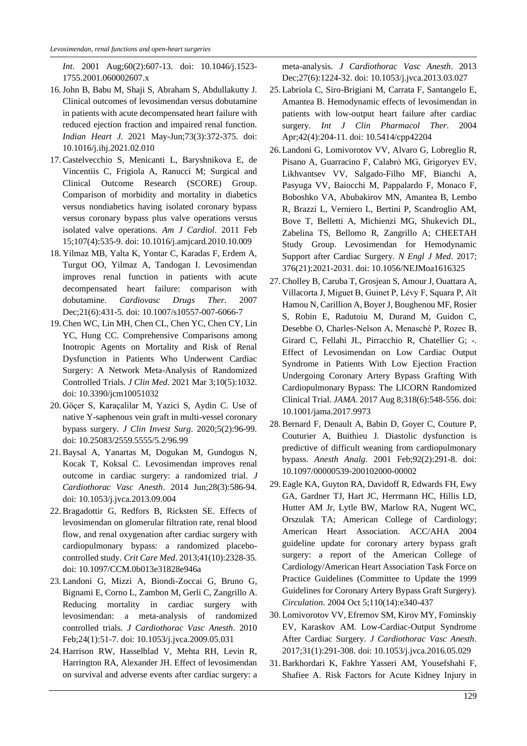*Int*. 2001 Aug;60(2):607-13. doi: 10.1046/j.1523-1755.2001.060002607.x

16. John B, Babu M, Shaji S, Abraham S, Abdullakutty J. Clinical outcomes of levosimendan versus dobutamine in patients with acute decompensated heart failure with reduced ejection fraction and impaired renal function. *Indian Heart J*. 2021 May-Jun;73(3):372-375. doi: 10.1016/j.ihj.2021.02.010
17. Castelvecchio S, Menicanti L, Baryshnikova E, de Vincentiis C, Frigiola A, Ranucci M; Surgical and Clinical Outcome Research (SCORE) Group. Comparison of morbidity and mortality in diabetics versus nondiabetics having isolated coronary bypass versus coronary bypass plus valve operations versus isolated valve operations. *Am J Cardiol*. 2011 Feb 15;107(4):535-9. doi: 10.1016/j.amjcard.2010.10.009
18. Yilmaz MB, Yalta K, Yontar C, Karadas F, Erdem A, Turgut OO, Yilmaz A, Tandogan I. Levosimendan improves renal function in patients with acute decompensated heart failure: comparison with dobutamine. *Cardiovasc Drugs Ther*. 2007 Dec;21(6):431-5. doi: 10.1007/s10557-007-6066-7
19. Chen WC, Lin MH, Chen CL, Chen YC, Chen CY, Lin YC, Hung CC. Comprehensive Comparisons among Inotropic Agents on Mortality and Risk of Renal Dysfunction in Patients Who Underwent Cardiac Surgery: A Network Meta-Analysis of Randomized Controlled Trials. *J Clin Med*. 2021 Mar 3;10(5):1032. doi: 10.3390/jcm10051032
20. Göçer S, Karaçalilar M, Yazici S, Aydin C. Use of native Y-saphenous vein graft in multi-vessel coronary bypass surgery. *J Clin Invest Surg*. 2020;5(2):96-99. doi: 10.25083/2559.5555/5.2/96.99
21. Baysal A, Yanartas M, Dogukan M, Gundogus N, Kocak T, Koksal C. Levosimendan improves renal outcome in cardiac surgery: a randomized trial. *J Cardiothorac Vasc Anesth*. 2014 Jun;28(3):586-94. doi: 10.1053/j.jvca.2013.09.004
22. Bragadottir G, Redfors B, Ricksten SE. Effects of levosimendan on glomerular filtration rate, renal blood flow, and renal oxygenation after cardiac surgery with cardiopulmonary bypass: a randomized placebo-controlled study. *Crit Care Med*. 2013;41(10):2328-35. doi: 10.1097/CCM.0b013e31828e946a
23. Landoni G, Mizzi A, Biondi-Zoccai G, Bruno G, Bignami E, Corno L, Zambon M, Gerli C, Zangrillo A. Reducing mortality in cardiac surgery with levosimendan: a meta-analysis of randomized controlled trials. *J Cardiothorac Vasc Anesth*. 2010 Feb;24(1):51-7. doi: 10.1053/j.jvca.2009.05.031
24. Harrison RW, Hasselblad V, Mehta RH, Levin R, Harrington RA, Alexander JH. Effect of levosimendan on survival and adverse events after cardiac surgery: a meta-analysis. *J Cardiothorac Vasc Anesth*. 2013 Dec;27(6):1224-32. doi: 10.1053/j.jvca.2013.03.027
25. Labriola C, Siro-Brigiani M, Carrata F, Santangelo E, Amantea B. Hemodynamic effects of levosimendan in patients with low-output heart failure after cardiac surgery. *Int J Clin Pharmacol Ther*. 2004 Apr;42(4):204-11. doi: 10.5414/cpp42204
26. Landoni G, Lomivorotov VV, Alvaro G, Lobreglio R, Pisano A, Guarracino F, Calabrò MG, Grigoryev EV, Likhvantsev VV, Salgado-Filho MF, Bianchi A, Pasyuga VV, Baiocchi M, Pappalardo F, Monaco F, Boboshko VA, Abubakirov MN, Amantea B, Lembo R, Brazzi L, Verniero L, Bertini P, Scandroglio AM, Bove T, Belletti A, Michienzi MG, Shukevich DL, Zabelina TS, Bellomo R, Zangrillo A; CHEETAH Study Group. Levosimendan for Hemodynamic Support after Cardiac Surgery. *N Engl J Med*. 2017; 376(21):2021-2031. doi: 10.1056/NEJMoa1616325
27. Cholley B, Caruba T, Grosjean S, Amour J, Ouattara A, Villacorta J, Miguet B, Guinet P, Lévy F, Squara P, Aït Hamou N, Carillion A, Boyer J, Boughenou MF, Rosier S, Robin E, Radutoiu M, Durand M, Guidon C, Desebbe O, Charles-Nelson A, Menasché P, Rozec B, Girard C, Fellahi JL, Pirracchio R, Chatellier G; -. Effect of Levosimendan on Low Cardiac Output Syndrome in Patients With Low Ejection Fraction Undergoing Coronary Artery Bypass Grafting With Cardiopulmonary Bypass: The LICORN Randomized Clinical Trial. *JAMA*. 2017 Aug 8;318(6):548-556. doi: 10.1001/jama.2017.9973
28. Bernard F, Denault A, Babin D, Goyer C, Couture P, Couturier A, Buithieu J. Diastolic dysfunction is predictive of difficult weaning from cardiopulmonary bypass. *Anesth Analg*. 2001 Feb;92(2):291-8. doi: 10.1097/00000539-200102000-00002
29. Eagle KA, Guyton RA, Davidoff R, Edwards FH, Ewy GA, Gardner TJ, Hart JC, Herrmann HC, Hillis LD, Hutter AM Jr, Lytle BW, Marlow RA, Nugent WC, Orszulak TA; American College of Cardiology; American Heart Association. ACC/AHA 2004 guideline update for coronary artery bypass graft surgery: a report of the American College of Cardiology/American Heart Association Task Force on Practice Guidelines (Committee to Update the 1999 Guidelines for Coronary Artery Bypass Graft Surgery). *Circulation*. 2004 Oct 5;110(14):e340-437
30. Lomivorotov VV, Efremov SM, Kirov MY, Fominskiy EV, Karaskov AM. Low-Cardiac-Output Syndrome After Cardiac Surgery. *J Cardiothorac Vasc Anesth*. 2017;31(1):291-308. doi: 10.1053/j.jvca.2016.05.029
31. Barkhordari K, Fakhre Yasseri AM, Yousefshahi F, Shafiee A. Risk Factors for Acute Kidney Injury in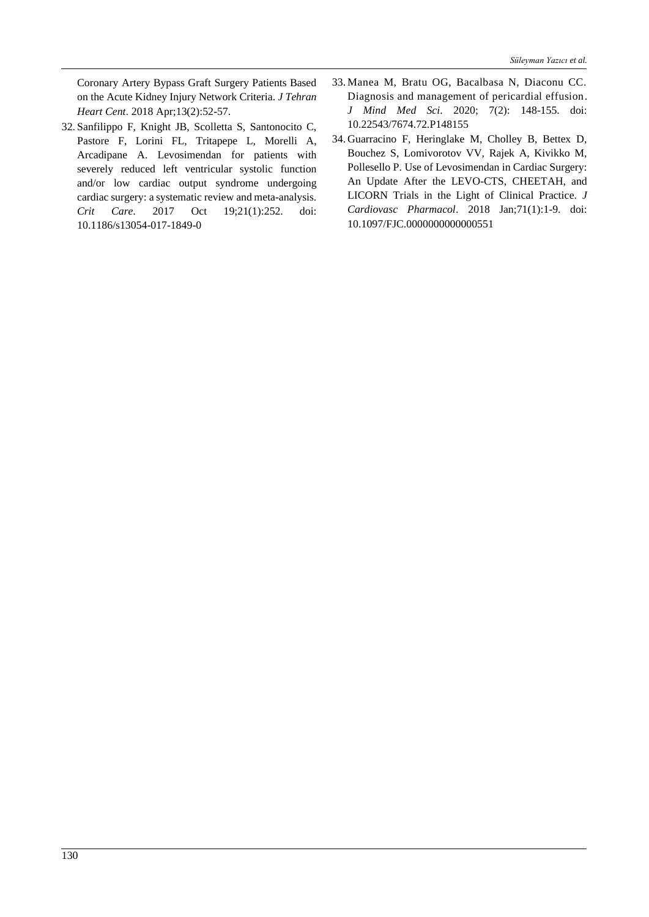Coronary Artery Bypass Graft Surgery Patients Based on the Acute Kidney Injury Network Criteria. *J Tehran Heart Cent*. 2018 Apr;13(2):52-57.

32. Sanfilippo F, Knight JB, Scolletta S, Santonocito C, Pastore F, Lorini FL, Tritapepe L, Morelli A, Arcadipane A. Levosimendan for patients with severely reduced left ventricular systolic function and/or low cardiac output syndrome undergoing cardiac surgery: a systematic review and meta-analysis. *Crit Care*. 2017 Oct 19;21(1):252. doi: 10.1186/s13054-017-1849-0

33. Manea M, Bratu OG, Bacalbasa N, Diaconu CC. Diagnosis and management of pericardial effusion. *J Mind Med Sci*. 2020; 7(2): 148-155. doi: 10.22543/7674.72.P148155

34. Guarracino F, Heringlake M, Cholley B, Bettex D, Bouchez S, Lomivorotov VV, Rajek A, Kivikko M, Pollesello P. Use of Levosimendan in Cardiac Surgery: An Update After the LEVO-CTS, CHEETAH, and LICORN Trials in the Light of Clinical Practice. *J Cardiovasc Pharmacol*. 2018 Jan;71(1):1-9. doi: 10.1097/FJC.0000000000000551